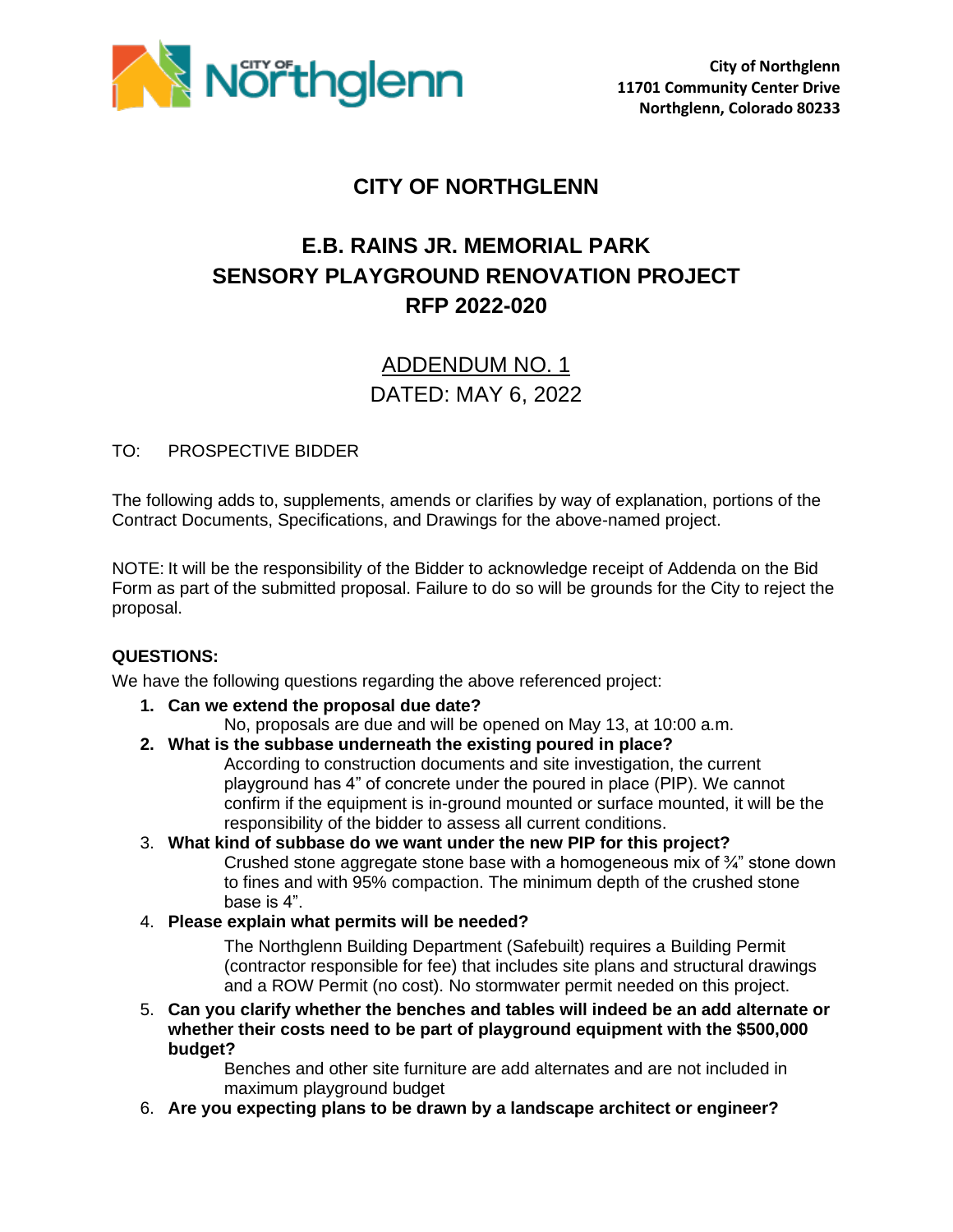City of Northglenn
11701 Community Center Drive
Northglenn, Colorado 80233

# CITY OF NORTHGLENN

## E.B. RAINS JR. MEMORIAL PARK
## SENSORY PLAYGROUND RENOVATION PROJECT
## RFP 2022-020

ADDENDUM NO. 1

DATED: MAY 6, 2022

TO: PROSPECTIVE BIDDER

The following adds to, supplements, amends or clarifies by way of explanation, portions of the Contract Documents, Specifications, and Drawings for the above-named project.

NOTE: It will be the responsibility of the Bidder to acknowledge receipt of Addenda on the Bid Form as part of the submitted proposal. Failure to do so will be grounds for the City to reject the proposal.

**QUESTIONS:**

We have the following questions regarding the above referenced project:

1. **Can we extend the proposal due date?**
   No, proposals are due and will be opened on May 13, at 10:00 a.m.
2. **What is the subbase underneath the existing poured in place?**
   According to construction documents and site investigation, the current playground has 4" of concrete under the poured in place (PIP). We cannot confirm if the equipment is in-ground mounted or surface mounted, it will be the responsibility of the bidder to assess all current conditions.
3. **What kind of subbase do we want under the new PIP for this project?**
   Crushed stone aggregate stone base with a homogeneous mix of ¾" stone down to fines and with 95% compaction. The minimum depth of the crushed stone base is 4".
4. **Please explain what permits will be needed?**
   The Northglenn Building Department (Safebuilt) requires a Building Permit (contractor responsible for fee) that includes site plans and structural drawings and a ROW Permit (no cost). No stormwater permit needed on this project.
5. **Can you clarify whether the benches and tables will indeed be an add alternate or whether their costs need to be part of playground equipment with the $500,000 budget?**
   Benches and other site furniture are add alternates and are not included in maximum playground budget
6. **Are you expecting plans to be drawn by a landscape architect or engineer?**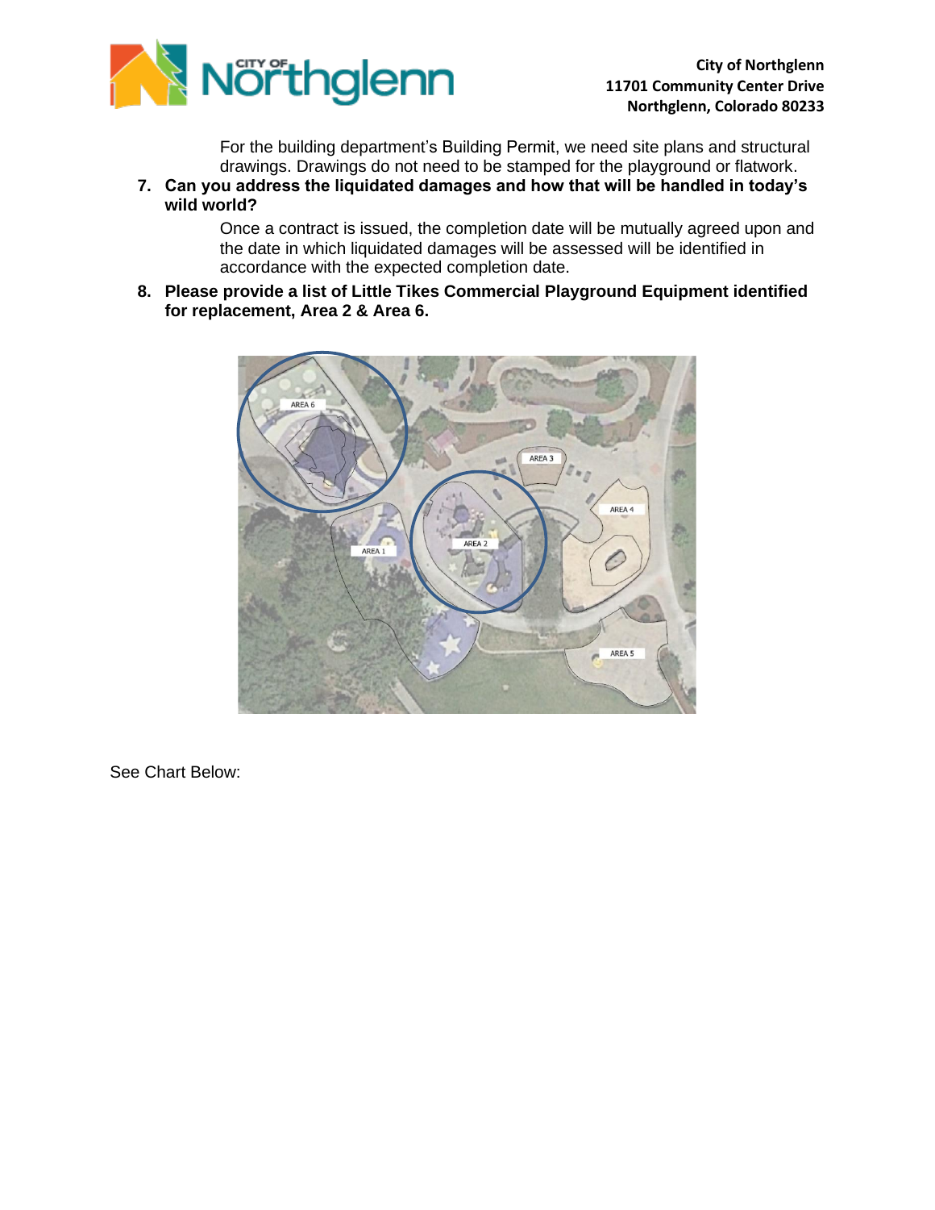For the building department's Building Permit, we need site plans and structural drawings. Drawings do not need to be stamped for the playground or flatwork.

7. **Can you address the liquidated damages and how that will be handled in today's wild world?**

   Once a contract is issued, the completion date will be mutually agreed upon and the date in which liquidated damages will be assessed will be identified in accordance with the expected completion date.

8. **Please provide a list of Little Tikes Commercial Playground Equipment identified for replacement, Area 2 & Area 6.**

See Chart Below: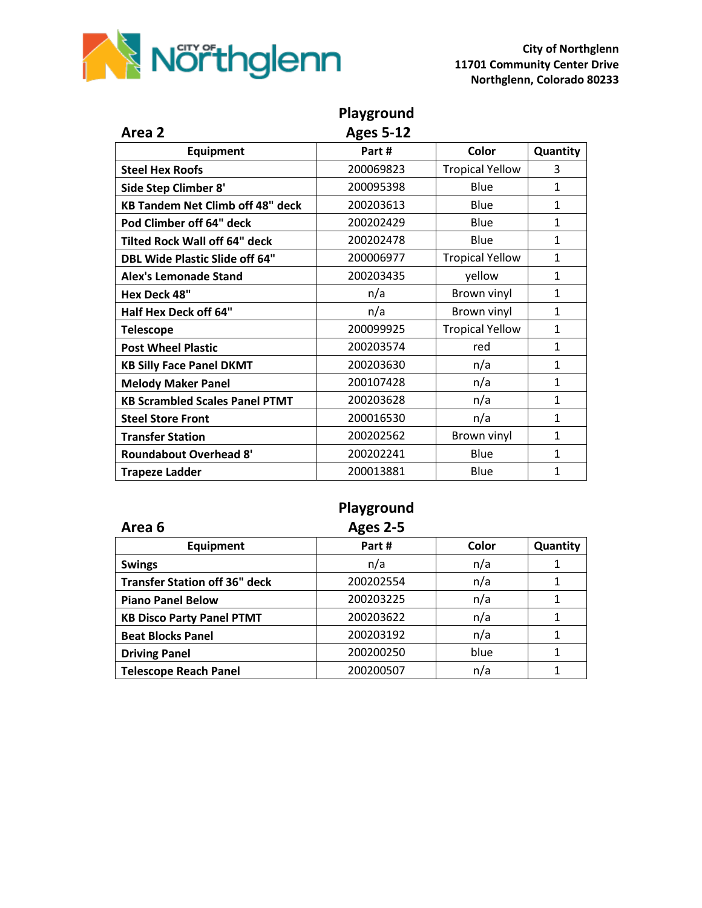City of Northglenn
11701 Community Center Drive
Northglenn, Colorado 80233

## Area 2 — Playground Ages 5-12

| Equipment | Part # | Color | Quantity |
|---|---|---|---|
| **Steel Hex Roofs** | 200069823 | Tropical Yellow | 3 |
| **Side Step Climber 8'** | 200095398 | Blue | 1 |
| **KB Tandem Net Climb off 48" deck** | 200203613 | Blue | 1 |
| **Pod Climber off 64" deck** | 200202429 | Blue | 1 |
| **Tilted Rock Wall off 64" deck** | 200202478 | Blue | 1 |
| **DBL Wide Plastic Slide off 64"** | 200006977 | Tropical Yellow | 1 |
| **Alex's Lemonade Stand** | 200203435 | yellow | 1 |
| **Hex Deck 48"** | n/a | Brown vinyl | 1 |
| **Half Hex Deck off 64"** | n/a | Brown vinyl | 1 |
| **Telescope** | 200099925 | Tropical Yellow | 1 |
| **Post Wheel Plastic** | 200203574 | red | 1 |
| **KB Silly Face Panel DKMT** | 200203630 | n/a | 1 |
| **Melody Maker Panel** | 200107428 | n/a | 1 |
| **KB Scrambled Scales Panel PTMT** | 200203628 | n/a | 1 |
| **Steel Store Front** | 200016530 | n/a | 1 |
| **Transfer Station** | 200202562 | Brown vinyl | 1 |
| **Roundabout Overhead 8'** | 200202241 | Blue | 1 |
| **Trapeze Ladder** | 200013881 | Blue | 1 |

## Area 6 — Playground Ages 2-5

| Equipment | Part # | Color | Quantity |
|---|---|---|---|
| **Swings** | n/a | n/a | 1 |
| **Transfer Station off 36" deck** | 200202554 | n/a | 1 |
| **Piano Panel Below** | 200203225 | n/a | 1 |
| **KB Disco Party Panel PTMT** | 200203622 | n/a | 1 |
| **Beat Blocks Panel** | 200203192 | n/a | 1 |
| **Driving Panel** | 200200250 | blue | 1 |
| **Telescope Reach Panel** | 200200507 | n/a | 1 |